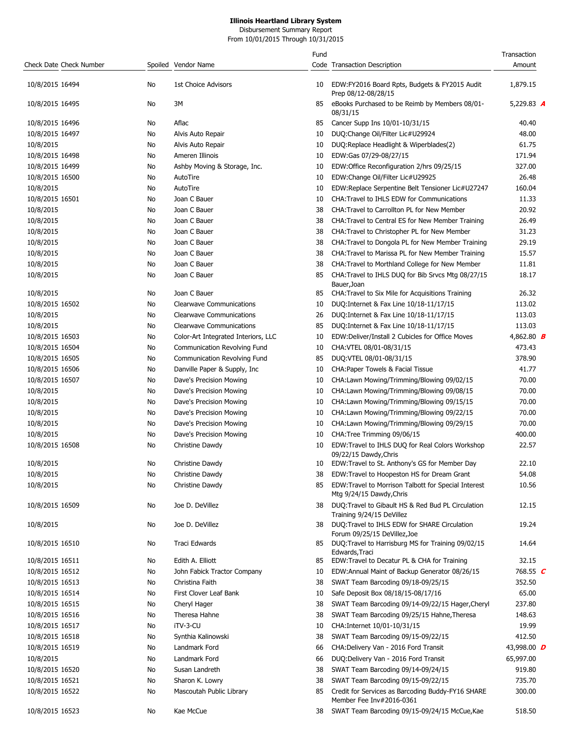**Illinois Heartland Library System**

Disbursement Summary Report

From 10/01/2015 Through 10/31/2015

| Check Date | Check Number | Spoiled | Vendor Name | Fund Code | Transaction Description | Transaction Amount |
|---|---|---|---|---|---|---|
| 10/8/2015 | 16494 | No | 1st Choice Advisors | 10 | EDW:FY2016 Board Rpts, Budgets & FY2015 Audit Prep 08/12-08/28/15 | 1,879.15 |
| 10/8/2015 | 16495 | No | 3M | 85 | eBooks Purchased to be Reimb by Members 08/01-08/31/15 | 5,229.83 ***A*** |
| 10/8/2015 | 16496 | No | Aflac | 85 | Cancer Supp Ins 10/01-10/31/15 | 40.40 |
| 10/8/2015 | 16497 | No | Alvis Auto Repair | 10 | DUQ:Change Oil/Filter Lic#U29924 | 48.00 |
| 10/8/2015 | | No | Alvis Auto Repair | 10 | DUQ:Replace Headlight & Wiperblades(2) | 61.75 |
| 10/8/2015 | 16498 | No | Ameren Illinois | 10 | EDW:Gas 07/29-08/27/15 | 171.94 |
| 10/8/2015 | 16499 | No | Ashby Moving & Storage, Inc. | 10 | EDW:Office Reconfiguration 2/hrs 09/25/15 | 327.00 |
| 10/8/2015 | 16500 | No | AutoTire | 10 | EDW:Change Oil/Filter Lic#U29925 | 26.48 |
| 10/8/2015 | | No | AutoTire | 10 | EDW:Replace Serpentine Belt Tensioner Lic#U27247 | 160.04 |
| 10/8/2015 | 16501 | No | Joan C Bauer | 10 | CHA:Travel to IHLS EDW for Communications | 11.33 |
| 10/8/2015 | | No | Joan C Bauer | 38 | CHA:Travel to Carrollton PL for New Member | 20.92 |
| 10/8/2015 | | No | Joan C Bauer | 38 | CHA:Travel to Central ES for New Member Training | 26.49 |
| 10/8/2015 | | No | Joan C Bauer | 38 | CHA:Travel to Christopher PL for New Member | 31.23 |
| 10/8/2015 | | No | Joan C Bauer | 38 | CHA:Travel to Dongola PL for New Member Training | 29.19 |
| 10/8/2015 | | No | Joan C Bauer | 38 | CHA:Travel to Marissa PL for New Member Training | 15.57 |
| 10/8/2015 | | No | Joan C Bauer | 38 | CHA:Travel to Morthland College for New Member | 11.81 |
| 10/8/2015 | | No | Joan C Bauer | 85 | CHA:Travel to IHLS DUQ for Bib Srvcs Mtg 08/27/15 Bauer,Joan | 18.17 |
| 10/8/2015 | | No | Joan C Bauer | 85 | CHA:Travel to Six Mile for Acquisitions Training | 26.32 |
| 10/8/2015 | 16502 | No | Clearwave Communications | 10 | DUQ:Internet & Fax Line 10/18-11/17/15 | 113.02 |
| 10/8/2015 | | No | Clearwave Communications | 26 | DUQ:Internet & Fax Line 10/18-11/17/15 | 113.03 |
| 10/8/2015 | | No | Clearwave Communications | 85 | DUQ:Internet & Fax Line 10/18-11/17/15 | 113.03 |
| 10/8/2015 | 16503 | No | Color-Art Integrated Interiors, LLC | 10 | EDW:Deliver/Install 2 Cubicles for Office Moves | 4,862.80 ***B*** |
| 10/8/2015 | 16504 | No | Communication Revolving Fund | 10 | CHA:VTEL 08/01-08/31/15 | 473.43 |
| 10/8/2015 | 16505 | No | Communication Revolving Fund | 85 | DUQ:VTEL 08/01-08/31/15 | 378.90 |
| 10/8/2015 | 16506 | No | Danville Paper & Supply, Inc | 10 | CHA:Paper Towels & Facial Tissue | 41.77 |
| 10/8/2015 | 16507 | No | Dave's Precision Mowing | 10 | CHA:Lawn Mowing/Trimming/Blowing 09/02/15 | 70.00 |
| 10/8/2015 | | No | Dave's Precision Mowing | 10 | CHA:Lawn Mowing/Trimming/Blowing 09/08/15 | 70.00 |
| 10/8/2015 | | No | Dave's Precision Mowing | 10 | CHA:Lawn Mowing/Trimming/Blowing 09/15/15 | 70.00 |
| 10/8/2015 | | No | Dave's Precision Mowing | 10 | CHA:Lawn Mowing/Trimming/Blowing 09/22/15 | 70.00 |
| 10/8/2015 | | No | Dave's Precision Mowing | 10 | CHA:Lawn Mowing/Trimming/Blowing 09/29/15 | 70.00 |
| 10/8/2015 | | No | Dave's Precision Mowing | 10 | CHA:Tree Trimming 09/06/15 | 400.00 |
| 10/8/2015 | 16508 | No | Christine Dawdy | 10 | EDW:Travel to IHLS DUQ for Real Colors Workshop 09/22/15 Dawdy,Chris | 22.57 |
| 10/8/2015 | | No | Christine Dawdy | 10 | EDW:Travel to St. Anthony's GS for Member Day | 22.10 |
| 10/8/2015 | | No | Christine Dawdy | 38 | EDW:Travel to Hoopeston HS for Dream Grant | 54.08 |
| 10/8/2015 | | No | Christine Dawdy | 85 | EDW:Travel to Morrison Talbott for Special Interest Mtg 9/24/15 Dawdy,Chris | 10.56 |
| 10/8/2015 | 16509 | No | Joe D. DeVillez | 38 | DUQ:Travel to Gibault HS & Red Bud PL Circulation Training 9/24/15 DeVillez | 12.15 |
| 10/8/2015 | | No | Joe D. DeVillez | 38 | DUQ:Travel to IHLS EDW for SHARE Circulation Forum 09/25/15 DeVillez,Joe | 19.24 |
| 10/8/2015 | 16510 | No | Traci Edwards | 85 | DUQ:Travel to Harrisburg MS for Training 09/02/15 Edwards,Traci | 14.64 |
| 10/8/2015 | 16511 | No | Edith A. Elliott | 85 | EDW:Travel to Decatur PL & CHA for Training | 32.15 |
| 10/8/2015 | 16512 | No | John Fabick Tractor Company | 10 | EDW:Annual Maint of Backup Generator 08/26/15 | 768.55 ***C*** |
| 10/8/2015 | 16513 | No | Christina Faith | 38 | SWAT Team Barcoding 09/18-09/25/15 | 352.50 |
| 10/8/2015 | 16514 | No | First Clover Leaf Bank | 10 | Safe Deposit Box 08/18/15-08/17/16 | 65.00 |
| 10/8/2015 | 16515 | No | Cheryl Hager | 38 | SWAT Team Barcoding 09/14-09/22/15 Hager,Cheryl | 237.80 |
| 10/8/2015 | 16516 | No | Theresa Hahne | 38 | SWAT Team Barcoding 09/25/15 Hahne,Theresa | 148.63 |
| 10/8/2015 | 16517 | No | iTV-3-CU | 10 | CHA:Internet 10/01-10/31/15 | 19.99 |
| 10/8/2015 | 16518 | No | Synthia Kalinowski | 38 | SWAT Team Barcoding 09/15-09/22/15 | 412.50 |
| 10/8/2015 | 16519 | No | Landmark Ford | 66 | CHA:Delivery Van - 2016 Ford Transit | 43,998.00 ***D*** |
| 10/8/2015 | | No | Landmark Ford | 66 | DUQ:Delivery Van - 2016 Ford Transit | 65,997.00 |
| 10/8/2015 | 16520 | No | Susan Landreth | 38 | SWAT Team Barcoding 09/14-09/24/15 | 919.80 |
| 10/8/2015 | 16521 | No | Sharon K. Lowry | 38 | SWAT Team Barcoding 09/15-09/22/15 | 735.70 |
| 10/8/2015 | 16522 | No | Mascoutah Public Library | 85 | Credit for Services as Barcoding Buddy-FY16 SHARE Member Fee Inv#2016-0361 | 300.00 |
| 10/8/2015 | 16523 | No | Kae McCue | 38 | SWAT Team Barcoding 09/15-09/24/15 McCue,Kae | 518.50 |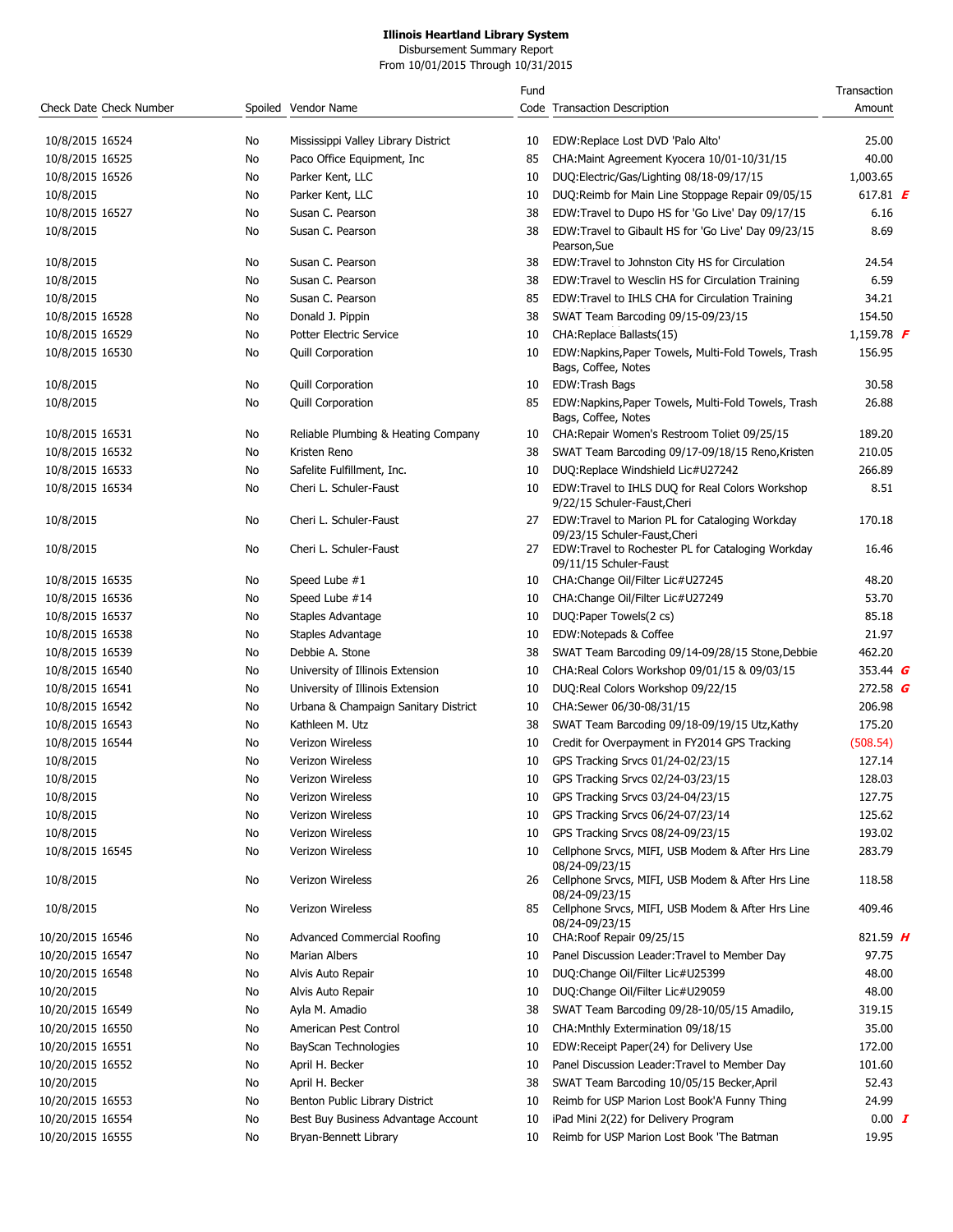**Illinois Heartland Library System**
Disbursement Summary Report
From 10/01/2015 Through 10/31/2015

| Check Date | Check Number | Spoiled | Vendor Name | Fund Code | Transaction Description | Transaction Amount |
|---|---|---|---|---|---|---|
| 10/8/2015 | 16524 | No | Mississippi Valley Library District | 10 | EDW:Replace Lost DVD 'Palo Alto' | 25.00 |
| 10/8/2015 | 16525 | No | Paco Office Equipment, Inc | 85 | CHA:Maint Agreement Kyocera 10/01-10/31/15 | 40.00 |
| 10/8/2015 | 16526 | No | Parker Kent, LLC | 10 | DUQ:Electric/Gas/Lighting 08/18-09/17/15 | 1,003.65 |
| 10/8/2015 | | No | Parker Kent, LLC | 10 | DUQ:Reimb for Main Line Stoppage Repair 09/05/15 | 617.81 *E* |
| 10/8/2015 | 16527 | No | Susan C. Pearson | 38 | EDW:Travel to Dupo HS for 'Go Live' Day 09/17/15 | 6.16 |
| 10/8/2015 | | No | Susan C. Pearson | 38 | EDW:Travel to Gibault HS for 'Go Live' Day 09/23/15 Pearson,Sue | 8.69 |
| 10/8/2015 | | No | Susan C. Pearson | 38 | EDW:Travel to Johnston City HS for Circulation | 24.54 |
| 10/8/2015 | | No | Susan C. Pearson | 38 | EDW:Travel to Wesclin HS for Circulation Training | 6.59 |
| 10/8/2015 | | No | Susan C. Pearson | 85 | EDW:Travel to IHLS CHA for Circulation Training | 34.21 |
| 10/8/2015 | 16528 | No | Donald J. Pippin | 38 | SWAT Team Barcoding 09/15-09/23/15 | 154.50 |
| 10/8/2015 | 16529 | No | Potter Electric Service | 10 | CHA:Replace Ballasts(15) | 1,159.78 *F* |
| 10/8/2015 | 16530 | No | Quill Corporation | 10 | EDW:Napkins,Paper Towels, Multi-Fold Towels, Trash Bags, Coffee, Notes | 156.95 |
| 10/8/2015 | | No | Quill Corporation | 10 | EDW:Trash Bags | 30.58 |
| 10/8/2015 | | No | Quill Corporation | 85 | EDW:Napkins,Paper Towels, Multi-Fold Towels, Trash Bags, Coffee, Notes | 26.88 |
| 10/8/2015 | 16531 | No | Reliable Plumbing & Heating Company | 10 | CHA:Repair Women's Restroom Toliet 09/25/15 | 189.20 |
| 10/8/2015 | 16532 | No | Kristen Reno | 38 | SWAT Team Barcoding 09/17-09/18/15 Reno,Kristen | 210.05 |
| 10/8/2015 | 16533 | No | Safelite Fulfillment, Inc. | 10 | DUQ:Replace Windshield Lic#U27242 | 266.89 |
| 10/8/2015 | 16534 | No | Cheri L. Schuler-Faust | 10 | EDW:Travel to IHLS DUQ for Real Colors Workshop 9/22/15 Schuler-Faust,Cheri | 8.51 |
| 10/8/2015 | | No | Cheri L. Schuler-Faust | 27 | EDW:Travel to Marion PL for Cataloging Workday 09/23/15 Schuler-Faust,Cheri | 170.18 |
| 10/8/2015 | | No | Cheri L. Schuler-Faust | 27 | EDW:Travel to Rochester PL for Cataloging Workday 09/11/15 Schuler-Faust | 16.46 |
| 10/8/2015 | 16535 | No | Speed Lube #1 | 10 | CHA:Change Oil/Filter Lic#U27245 | 48.20 |
| 10/8/2015 | 16536 | No | Speed Lube #14 | 10 | CHA:Change Oil/Filter Lic#U27249 | 53.70 |
| 10/8/2015 | 16537 | No | Staples Advantage | 10 | DUQ:Paper Towels(2 cs) | 85.18 |
| 10/8/2015 | 16538 | No | Staples Advantage | 10 | EDW:Notepads & Coffee | 21.97 |
| 10/8/2015 | 16539 | No | Debbie A. Stone | 38 | SWAT Team Barcoding 09/14-09/28/15 Stone,Debbie | 462.20 |
| 10/8/2015 | 16540 | No | University of Illinois Extension | 10 | CHA:Real Colors Workshop 09/01/15 & 09/03/15 | 353.44 *G* |
| 10/8/2015 | 16541 | No | University of Illinois Extension | 10 | DUQ:Real Colors Workshop 09/22/15 | 272.58 *G* |
| 10/8/2015 | 16542 | No | Urbana & Champaign Sanitary District | 10 | CHA:Sewer 06/30-08/31/15 | 206.98 |
| 10/8/2015 | 16543 | No | Kathleen M. Utz | 38 | SWAT Team Barcoding 09/18-09/19/15 Utz,Kathy | 175.20 |
| 10/8/2015 | 16544 | No | Verizon Wireless | 10 | Credit for Overpayment in FY2014 GPS Tracking | (508.54) |
| 10/8/2015 | | No | Verizon Wireless | 10 | GPS Tracking Srvcs 01/24-02/23/15 | 127.14 |
| 10/8/2015 | | No | Verizon Wireless | 10 | GPS Tracking Srvcs 02/24-03/23/15 | 128.03 |
| 10/8/2015 | | No | Verizon Wireless | 10 | GPS Tracking Srvcs 03/24-04/23/15 | 127.75 |
| 10/8/2015 | | No | Verizon Wireless | 10 | GPS Tracking Srvcs 06/24-07/23/14 | 125.62 |
| 10/8/2015 | | No | Verizon Wireless | 10 | GPS Tracking Srvcs 08/24-09/23/15 | 193.02 |
| 10/8/2015 | 16545 | No | Verizon Wireless | 10 | Cellphone Srvcs, MIFI, USB Modem & After Hrs Line 08/24-09/23/15 | 283.79 |
| 10/8/2015 | | No | Verizon Wireless | 26 | Cellphone Srvcs, MIFI, USB Modem & After Hrs Line 08/24-09/23/15 | 118.58 |
| 10/8/2015 | | No | Verizon Wireless | 85 | Cellphone Srvcs, MIFI, USB Modem & After Hrs Line 08/24-09/23/15 | 409.46 |
| 10/20/2015 | 16546 | No | Advanced Commercial Roofing | 10 | CHA:Roof Repair 09/25/15 | 821.59 *H* |
| 10/20/2015 | 16547 | No | Marian Albers | 10 | Panel Discussion Leader:Travel to Member Day | 97.75 |
| 10/20/2015 | 16548 | No | Alvis Auto Repair | 10 | DUQ:Change Oil/Filter Lic#U25399 | 48.00 |
| 10/20/2015 | | No | Alvis Auto Repair | 10 | DUQ:Change Oil/Filter Lic#U29059 | 48.00 |
| 10/20/2015 | 16549 | No | Ayla M. Amadio | 38 | SWAT Team Barcoding 09/28-10/05/15 Amadilo, | 319.15 |
| 10/20/2015 | 16550 | No | American Pest Control | 10 | CHA:Mnthly Extermination 09/18/15 | 35.00 |
| 10/20/2015 | 16551 | No | BayScan Technologies | 10 | EDW:Receipt Paper(24) for Delivery Use | 172.00 |
| 10/20/2015 | 16552 | No | April H. Becker | 10 | Panel Discussion Leader:Travel to Member Day | 101.60 |
| 10/20/2015 | | No | April H. Becker | 38 | SWAT Team Barcoding 10/05/15 Becker,April | 52.43 |
| 10/20/2015 | 16553 | No | Benton Public Library District | 10 | Reimb for USP Marion Lost Book'A Funny Thing | 24.99 |
| 10/20/2015 | 16554 | No | Best Buy Business Advantage Account | 10 | iPad Mini 2(22) for Delivery Program | 0.00 *I* |
| 10/20/2015 | 16555 | No | Bryan-Bennett Library | 10 | Reimb for USP Marion Lost Book 'The Batman | 19.95 |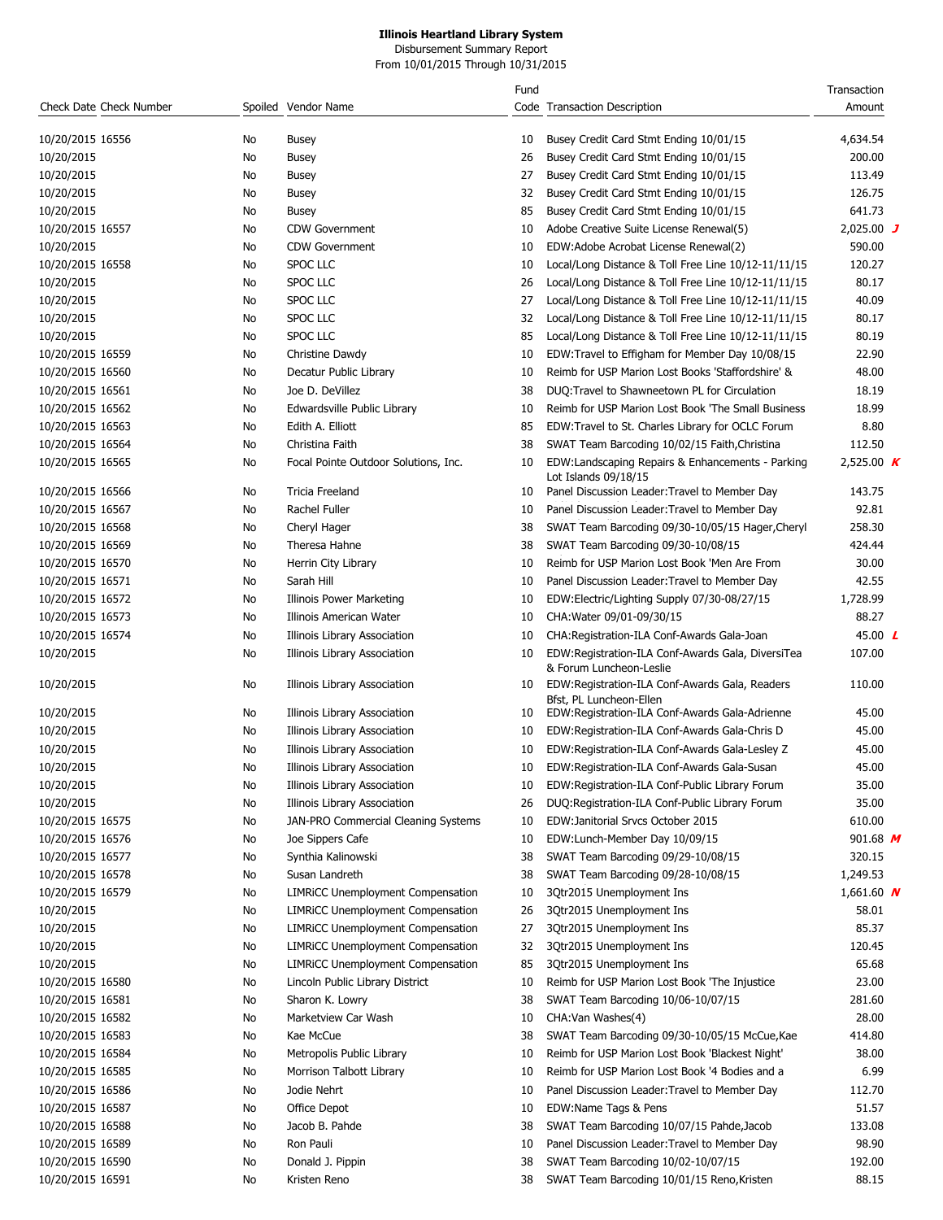**Illinois Heartland Library System**

Disbursement Summary Report

From 10/01/2015 Through 10/31/2015

| Check Date | Check Number | Spoiled | Vendor Name | Fund Code | Transaction Description | Transaction Amount | |
|---|---|---|---|---|---|---|---|
| 10/20/2015 | 16556 | No | Busey | 10 | Busey Credit Card Stmt Ending 10/01/15 | 4,634.54 | |
| 10/20/2015 | | No | Busey | 26 | Busey Credit Card Stmt Ending 10/01/15 | 200.00 | |
| 10/20/2015 | | No | Busey | 27 | Busey Credit Card Stmt Ending 10/01/15 | 113.49 | |
| 10/20/2015 | | No | Busey | 32 | Busey Credit Card Stmt Ending 10/01/15 | 126.75 | |
| 10/20/2015 | | No | Busey | 85 | Busey Credit Card Stmt Ending 10/01/15 | 641.73 | |
| 10/20/2015 | 16557 | No | CDW Government | 10 | Adobe Creative Suite License Renewal(5) | 2,025.00 | J |
| 10/20/2015 | | No | CDW Government | 10 | EDW:Adobe Acrobat License Renewal(2) | 590.00 | |
| 10/20/2015 | 16558 | No | SPOC LLC | 10 | Local/Long Distance & Toll Free Line 10/12-11/11/15 | 120.27 | |
| 10/20/2015 | | No | SPOC LLC | 26 | Local/Long Distance & Toll Free Line 10/12-11/11/15 | 80.17 | |
| 10/20/2015 | | No | SPOC LLC | 27 | Local/Long Distance & Toll Free Line 10/12-11/11/15 | 40.09 | |
| 10/20/2015 | | No | SPOC LLC | 32 | Local/Long Distance & Toll Free Line 10/12-11/11/15 | 80.17 | |
| 10/20/2015 | | No | SPOC LLC | 85 | Local/Long Distance & Toll Free Line 10/12-11/11/15 | 80.19 | |
| 10/20/2015 | 16559 | No | Christine Dawdy | 10 | EDW:Travel to Effigham for Member Day 10/08/15 | 22.90 | |
| 10/20/2015 | 16560 | No | Decatur Public Library | 10 | Reimb for USP Marion Lost Books 'Staffordshire' & | 48.00 | |
| 10/20/2015 | 16561 | No | Joe D. DeVillez | 38 | DUQ:Travel to Shawneetown PL for Circulation | 18.19 | |
| 10/20/2015 | 16562 | No | Edwardsville Public Library | 10 | Reimb for USP Marion Lost Book 'The Small Business | 18.99 | |
| 10/20/2015 | 16563 | No | Edith A. Elliott | 85 | EDW:Travel to St. Charles Library for OCLC Forum | 8.80 | |
| 10/20/2015 | 16564 | No | Christina Faith | 38 | SWAT Team Barcoding 10/02/15 Faith,Christina | 112.50 | |
| 10/20/2015 | 16565 | No | Focal Pointe Outdoor Solutions, Inc. | 10 | EDW:Landscaping Repairs & Enhancements - Parking Lot Islands 09/18/15 | 2,525.00 | K |
| 10/20/2015 | 16566 | No | Tricia Freeland | 10 | Panel Discussion Leader:Travel to Member Day | 143.75 | |
| 10/20/2015 | 16567 | No | Rachel Fuller | 10 | Panel Discussion Leader:Travel to Member Day | 92.81 | |
| 10/20/2015 | 16568 | No | Cheryl Hager | 38 | SWAT Team Barcoding 09/30-10/05/15 Hager,Cheryl | 258.30 | |
| 10/20/2015 | 16569 | No | Theresa Hahne | 38 | SWAT Team Barcoding 09/30-10/08/15 | 424.44 | |
| 10/20/2015 | 16570 | No | Herrin City Library | 10 | Reimb for USP Marion Lost Book 'Men Are From | 30.00 | |
| 10/20/2015 | 16571 | No | Sarah Hill | 10 | Panel Discussion Leader:Travel to Member Day | 42.55 | |
| 10/20/2015 | 16572 | No | Illinois Power Marketing | 10 | EDW:Electric/Lighting Supply 07/30-08/27/15 | 1,728.99 | |
| 10/20/2015 | 16573 | No | Illinois American Water | 10 | CHA:Water 09/01-09/30/15 | 88.27 | |
| 10/20/2015 | 16574 | No | Illinois Library Association | 10 | CHA:Registration-ILA Conf-Awards Gala-Joan | 45.00 | L |
| 10/20/2015 | | No | Illinois Library Association | 10 | EDW:Registration-ILA Conf-Awards Gala, DiversiTea & Forum Luncheon-Leslie | 107.00 | |
| 10/20/2015 | | No | Illinois Library Association | 10 | EDW:Registration-ILA Conf-Awards Gala, Readers Bfst, PL Luncheon-Ellen | 110.00 | |
| 10/20/2015 | | No | Illinois Library Association | 10 | EDW:Registration-ILA Conf-Awards Gala-Adrienne | 45.00 | |
| 10/20/2015 | | No | Illinois Library Association | 10 | EDW:Registration-ILA Conf-Awards Gala-Chris D | 45.00 | |
| 10/20/2015 | | No | Illinois Library Association | 10 | EDW:Registration-ILA Conf-Awards Gala-Lesley Z | 45.00 | |
| 10/20/2015 | | No | Illinois Library Association | 10 | EDW:Registration-ILA Conf-Awards Gala-Susan | 45.00 | |
| 10/20/2015 | | No | Illinois Library Association | 10 | EDW:Registration-ILA Conf-Public Library Forum | 35.00 | |
| 10/20/2015 | | No | Illinois Library Association | 26 | DUQ:Registration-ILA Conf-Public Library Forum | 35.00 | |
| 10/20/2015 | 16575 | No | JAN-PRO Commercial Cleaning Systems | 10 | EDW:Janitorial Srvcs October 2015 | 610.00 | |
| 10/20/2015 | 16576 | No | Joe Sippers Cafe | 10 | EDW:Lunch-Member Day 10/09/15 | 901.68 | M |
| 10/20/2015 | 16577 | No | Synthia Kalinowski | 38 | SWAT Team Barcoding 09/29-10/08/15 | 320.15 | |
| 10/20/2015 | 16578 | No | Susan Landreth | 38 | SWAT Team Barcoding 09/28-10/08/15 | 1,249.53 | |
| 10/20/2015 | 16579 | No | LIMRiCC Unemployment Compensation | 10 | 3Qtr2015 Unemployment Ins | 1,661.60 | N |
| 10/20/2015 | | No | LIMRiCC Unemployment Compensation | 26 | 3Qtr2015 Unemployment Ins | 58.01 | |
| 10/20/2015 | | No | LIMRiCC Unemployment Compensation | 27 | 3Qtr2015 Unemployment Ins | 85.37 | |
| 10/20/2015 | | No | LIMRiCC Unemployment Compensation | 32 | 3Qtr2015 Unemployment Ins | 120.45 | |
| 10/20/2015 | | No | LIMRiCC Unemployment Compensation | 85 | 3Qtr2015 Unemployment Ins | 65.68 | |
| 10/20/2015 | 16580 | No | Lincoln Public Library District | 10 | Reimb for USP Marion Lost Book 'The Injustice | 23.00 | |
| 10/20/2015 | 16581 | No | Sharon K. Lowry | 38 | SWAT Team Barcoding 10/06-10/07/15 | 281.60 | |
| 10/20/2015 | 16582 | No | Marketview Car Wash | 10 | CHA:Van Washes(4) | 28.00 | |
| 10/20/2015 | 16583 | No | Kae McCue | 38 | SWAT Team Barcoding 09/30-10/05/15 McCue,Kae | 414.80 | |
| 10/20/2015 | 16584 | No | Metropolis Public Library | 10 | Reimb for USP Marion Lost Book 'Blackest Night' | 38.00 | |
| 10/20/2015 | 16585 | No | Morrison Talbott Library | 10 | Reimb for USP Marion Lost Book '4 Bodies and a | 6.99 | |
| 10/20/2015 | 16586 | No | Jodie Nehrt | 10 | Panel Discussion Leader:Travel to Member Day | 112.70 | |
| 10/20/2015 | 16587 | No | Office Depot | 10 | EDW:Name Tags & Pens | 51.57 | |
| 10/20/2015 | 16588 | No | Jacob B. Pahde | 38 | SWAT Team Barcoding 10/07/15 Pahde,Jacob | 133.08 | |
| 10/20/2015 | 16589 | No | Ron Pauli | 10 | Panel Discussion Leader:Travel to Member Day | 98.90 | |
| 10/20/2015 | 16590 | No | Donald J. Pippin | 38 | SWAT Team Barcoding 10/02-10/07/15 | 192.00 | |
| 10/20/2015 | 16591 | No | Kristen Reno | 38 | SWAT Team Barcoding 10/01/15 Reno,Kristen | 88.15 | |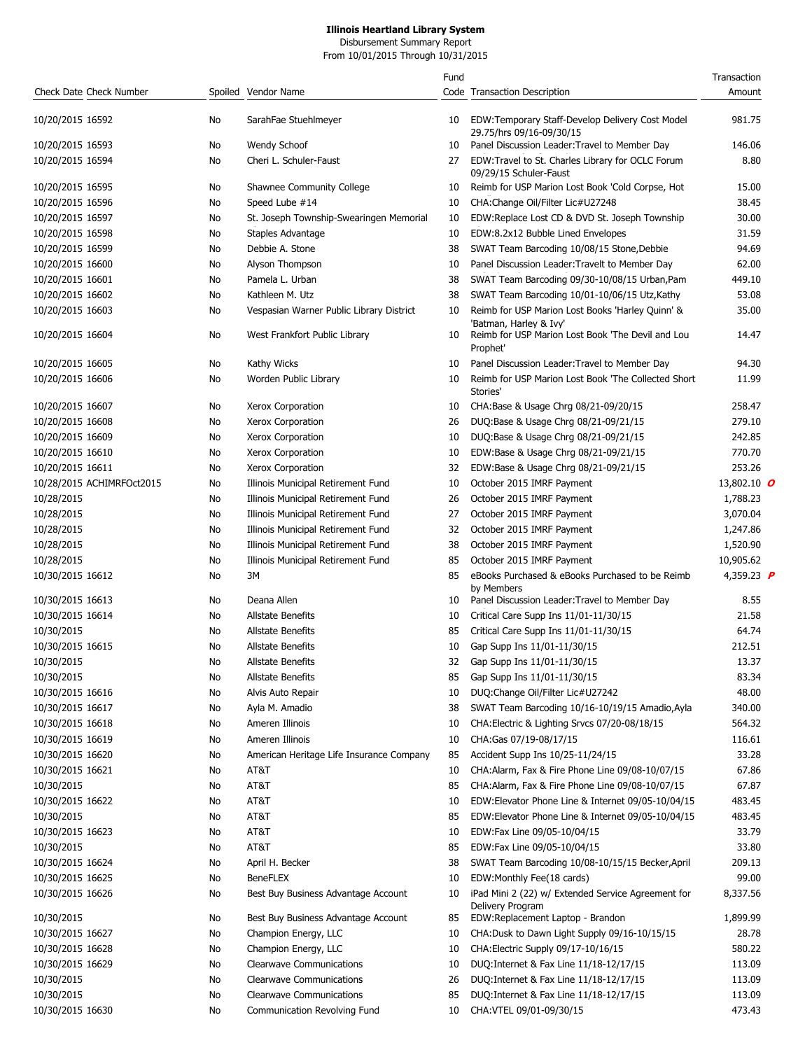# Illinois Heartland Library System

Disbursement Summary Report

From 10/01/2015 Through 10/31/2015

| Check Date | Check Number | Spoiled | Vendor Name | Fund Code | Transaction Description | Transaction Amount |
|---|---|---|---|---|---|---|
| 10/20/2015 | 16592 | No | SarahFae Stuehlmeyer | 10 | EDW:Temporary Staff-Develop Delivery Cost Model 29.75/hrs 09/16-09/30/15 | 981.75 |
| 10/20/2015 | 16593 | No | Wendy Schoof | 10 | Panel Discussion Leader:Travel to Member Day | 146.06 |
| 10/20/2015 | 16594 | No | Cheri L. Schuler-Faust | 27 | EDW:Travel to St. Charles Library for OCLC Forum 09/29/15 Schuler-Faust | 8.80 |
| 10/20/2015 | 16595 | No | Shawnee Community College | 10 | Reimb for USP Marion Lost Book 'Cold Corpse, Hot | 15.00 |
| 10/20/2015 | 16596 | No | Speed Lube #14 | 10 | CHA:Change Oil/Filter Lic#U27248 | 38.45 |
| 10/20/2015 | 16597 | No | St. Joseph Township-Swearingen Memorial | 10 | EDW:Replace Lost CD & DVD St. Joseph Township | 30.00 |
| 10/20/2015 | 16598 | No | Staples Advantage | 10 | EDW:8.2x12 Bubble Lined Envelopes | 31.59 |
| 10/20/2015 | 16599 | No | Debbie A. Stone | 38 | SWAT Team Barcoding 10/08/15 Stone,Debbie | 94.69 |
| 10/20/2015 | 16600 | No | Alyson Thompson | 10 | Panel Discussion Leader:Travelt to Member Day | 62.00 |
| 10/20/2015 | 16601 | No | Pamela L. Urban | 38 | SWAT Team Barcoding 09/30-10/08/15 Urban,Pam | 449.10 |
| 10/20/2015 | 16602 | No | Kathleen M. Utz | 38 | SWAT Team Barcoding 10/01-10/06/15 Utz,Kathy | 53.08 |
| 10/20/2015 | 16603 | No | Vespasian Warner Public Library District | 10 | Reimb for USP Marion Lost Books 'Harley Quinn' & 'Batman, Harley & Ivy' | 35.00 |
| 10/20/2015 | 16604 | No | West Frankfort Public Library | 10 | Reimb for USP Marion Lost Book 'The Devil and Lou Prophet' | 14.47 |
| 10/20/2015 | 16605 | No | Kathy Wicks | 10 | Panel Discussion Leader:Travel to Member Day | 94.30 |
| 10/20/2015 | 16606 | No | Worden Public Library | 10 | Reimb for USP Marion Lost Book 'The Collected Short Stories' | 11.99 |
| 10/20/2015 | 16607 | No | Xerox Corporation | 10 | CHA:Base & Usage Chrg 08/21-09/20/15 | 258.47 |
| 10/20/2015 | 16608 | No | Xerox Corporation | 26 | DUQ:Base & Usage Chrg 08/21-09/21/15 | 279.10 |
| 10/20/2015 | 16609 | No | Xerox Corporation | 10 | DUQ:Base & Usage Chrg 08/21-09/21/15 | 242.85 |
| 10/20/2015 | 16610 | No | Xerox Corporation | 10 | EDW:Base & Usage Chrg 08/21-09/21/15 | 770.70 |
| 10/20/2015 | 16611 | No | Xerox Corporation | 32 | EDW:Base & Usage Chrg 08/21-09/21/15 | 253.26 |
| 10/28/2015 | ACHIMRFOct2015 | No | Illinois Municipal Retirement Fund | 10 | October 2015 IMRF Payment | 13,802.10 *O* |
| 10/28/2015 | | No | Illinois Municipal Retirement Fund | 26 | October 2015 IMRF Payment | 1,788.23 |
| 10/28/2015 | | No | Illinois Municipal Retirement Fund | 27 | October 2015 IMRF Payment | 3,070.04 |
| 10/28/2015 | | No | Illinois Municipal Retirement Fund | 32 | October 2015 IMRF Payment | 1,247.86 |
| 10/28/2015 | | No | Illinois Municipal Retirement Fund | 38 | October 2015 IMRF Payment | 1,520.90 |
| 10/28/2015 | | No | Illinois Municipal Retirement Fund | 85 | October 2015 IMRF Payment | 10,905.62 |
| 10/30/2015 | 16612 | No | 3M | 85 | eBooks Purchased & eBooks Purchased to be Reimb by Members | 4,359.23 *P* |
| 10/30/2015 | 16613 | No | Deana Allen | 10 | Panel Discussion Leader:Travel to Member Day | 8.55 |
| 10/30/2015 | 16614 | No | Allstate Benefits | 10 | Critical Care Supp Ins 11/01-11/30/15 | 21.58 |
| 10/30/2015 | | No | Allstate Benefits | 85 | Critical Care Supp Ins 11/01-11/30/15 | 64.74 |
| 10/30/2015 | 16615 | No | Allstate Benefits | 10 | Gap Supp Ins 11/01-11/30/15 | 212.51 |
| 10/30/2015 | | No | Allstate Benefits | 32 | Gap Supp Ins 11/01-11/30/15 | 13.37 |
| 10/30/2015 | | No | Allstate Benefits | 85 | Gap Supp Ins 11/01-11/30/15 | 83.34 |
| 10/30/2015 | 16616 | No | Alvis Auto Repair | 10 | DUQ:Change Oil/Filter Lic#U27242 | 48.00 |
| 10/30/2015 | 16617 | No | Ayla M. Amadio | 38 | SWAT Team Barcoding 10/16-10/19/15 Amadio,Ayla | 340.00 |
| 10/30/2015 | 16618 | No | Ameren Illinois | 10 | CHA:Electric & Lighting Srvcs 07/20-08/18/15 | 564.32 |
| 10/30/2015 | 16619 | No | Ameren Illinois | 10 | CHA:Gas 07/19-08/17/15 | 116.61 |
| 10/30/2015 | 16620 | No | American Heritage Life Insurance Company | 85 | Accident Supp Ins 10/25-11/24/15 | 33.28 |
| 10/30/2015 | 16621 | No | AT&T | 10 | CHA:Alarm, Fax & Fire Phone Line 09/08-10/07/15 | 67.86 |
| 10/30/2015 | | No | AT&T | 85 | CHA:Alarm, Fax & Fire Phone Line 09/08-10/07/15 | 67.87 |
| 10/30/2015 | 16622 | No | AT&T | 10 | EDW:Elevator Phone Line & Internet 09/05-10/04/15 | 483.45 |
| 10/30/2015 | | No | AT&T | 85 | EDW:Elevator Phone Line & Internet 09/05-10/04/15 | 483.45 |
| 10/30/2015 | 16623 | No | AT&T | 10 | EDW:Fax Line 09/05-10/04/15 | 33.79 |
| 10/30/2015 | | No | AT&T | 85 | EDW:Fax Line 09/05-10/04/15 | 33.80 |
| 10/30/2015 | 16624 | No | April H. Becker | 38 | SWAT Team Barcoding 10/08-10/15/15 Becker,April | 209.13 |
| 10/30/2015 | 16625 | No | BeneFLEX | 10 | EDW:Monthly Fee(18 cards) | 99.00 |
| 10/30/2015 | 16626 | No | Best Buy Business Advantage Account | 10 | iPad Mini 2 (22) w/ Extended Service Agreement for Delivery Program | 8,337.56 |
| 10/30/2015 | | No | Best Buy Business Advantage Account | 85 | EDW:Replacement Laptop - Brandon | 1,899.99 |
| 10/30/2015 | 16627 | No | Champion Energy, LLC | 10 | CHA:Dusk to Dawn Light Supply 09/16-10/15/15 | 28.78 |
| 10/30/2015 | 16628 | No | Champion Energy, LLC | 10 | CHA:Electric Supply 09/17-10/16/15 | 580.22 |
| 10/30/2015 | 16629 | No | Clearwave Communications | 10 | DUQ:Internet & Fax Line 11/18-12/17/15 | 113.09 |
| 10/30/2015 | | No | Clearwave Communications | 26 | DUQ:Internet & Fax Line 11/18-12/17/15 | 113.09 |
| 10/30/2015 | | No | Clearwave Communications | 85 | DUQ:Internet & Fax Line 11/18-12/17/15 | 113.09 |
| 10/30/2015 | 16630 | No | Communication Revolving Fund | 10 | CHA:VTEL 09/01-09/30/15 | 473.43 |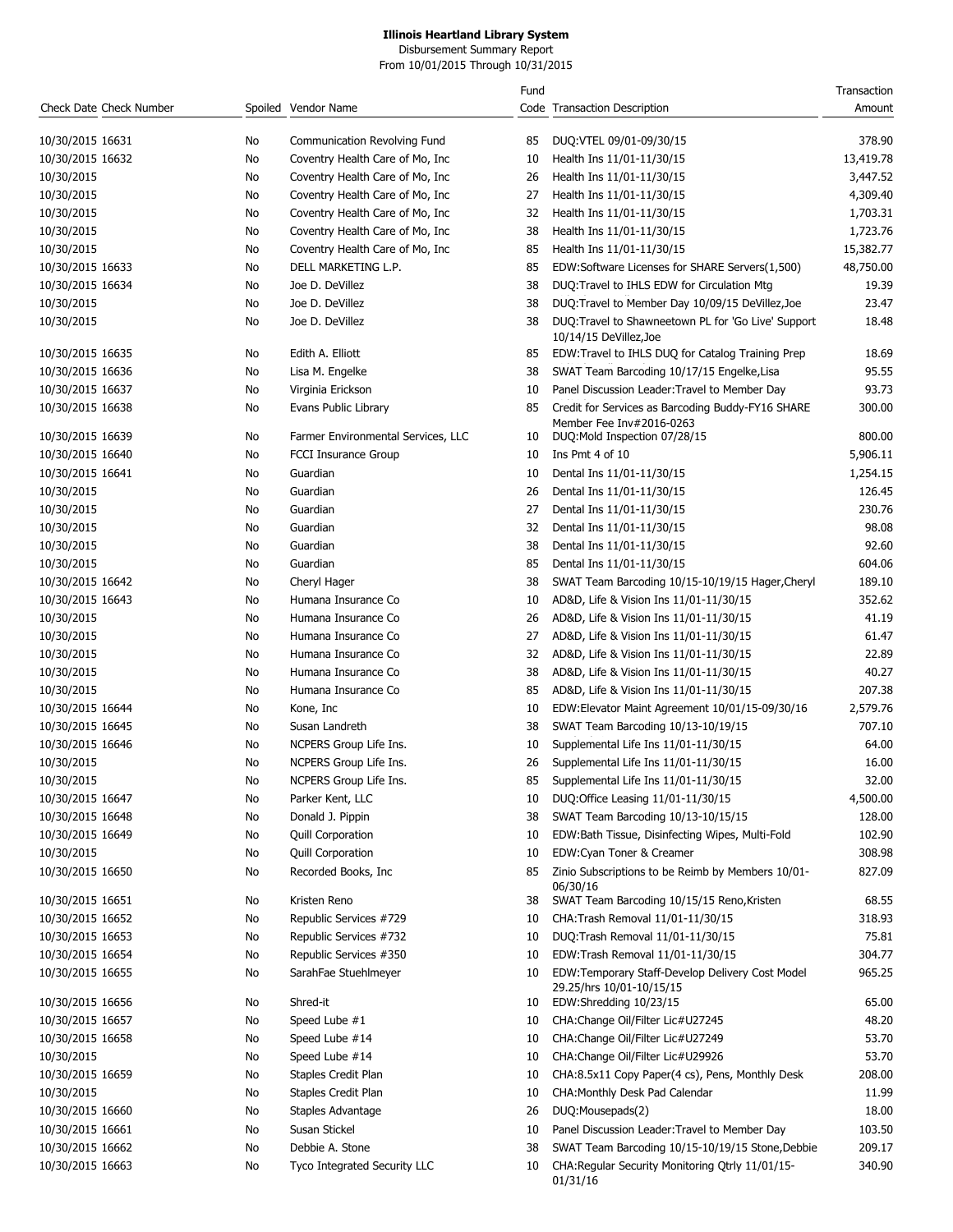# Illinois Heartland Library System

Disbursement Summary Report

From 10/01/2015 Through 10/31/2015

| Check Date | Check Number | Spoiled | Vendor Name | Fund Code | Transaction Description | Transaction Amount |
|---|---|---|---|---|---|---|
| 10/30/2015 | 16631 | No | Communication Revolving Fund | 85 | DUQ:VTEL 09/01-09/30/15 | 378.90 |
| 10/30/2015 | 16632 | No | Coventry Health Care of Mo, Inc | 10 | Health Ins 11/01-11/30/15 | 13,419.78 |
| 10/30/2015 | | No | Coventry Health Care of Mo, Inc | 26 | Health Ins 11/01-11/30/15 | 3,447.52 |
| 10/30/2015 | | No | Coventry Health Care of Mo, Inc | 27 | Health Ins 11/01-11/30/15 | 4,309.40 |
| 10/30/2015 | | No | Coventry Health Care of Mo, Inc | 32 | Health Ins 11/01-11/30/15 | 1,703.31 |
| 10/30/2015 | | No | Coventry Health Care of Mo, Inc | 38 | Health Ins 11/01-11/30/15 | 1,723.76 |
| 10/30/2015 | | No | Coventry Health Care of Mo, Inc | 85 | Health Ins 11/01-11/30/15 | 15,382.77 |
| 10/30/2015 | 16633 | No | DELL MARKETING L.P. | 85 | EDW:Software Licenses for SHARE Servers(1,500) | 48,750.00 |
| 10/30/2015 | 16634 | No | Joe D. DeVillez | 38 | DUQ:Travel to IHLS EDW for Circulation Mtg | 19.39 |
| 10/30/2015 | | No | Joe D. DeVillez | 38 | DUQ:Travel to Member Day 10/09/15 DeVillez,Joe | 23.47 |
| 10/30/2015 | | No | Joe D. DeVillez | 38 | DUQ:Travel to Shawneetown PL for 'Go Live' Support 10/14/15 DeVillez,Joe | 18.48 |
| 10/30/2015 | 16635 | No | Edith A. Elliott | 85 | EDW:Travel to IHLS DUQ for Catalog Training Prep | 18.69 |
| 10/30/2015 | 16636 | No | Lisa M. Engelke | 38 | SWAT Team Barcoding 10/17/15 Engelke,Lisa | 95.55 |
| 10/30/2015 | 16637 | No | Virginia Erickson | 10 | Panel Discussion Leader:Travel to Member Day | 93.73 |
| 10/30/2015 | 16638 | No | Evans Public Library | 85 | Credit for Services as Barcoding Buddy-FY16 SHARE Member Fee Inv#2016-0263 | 300.00 |
| 10/30/2015 | 16639 | No | Farmer Environmental Services, LLC | 10 | DUQ:Mold Inspection 07/28/15 | 800.00 |
| 10/30/2015 | 16640 | No | FCCI Insurance Group | 10 | Ins Pmt 4 of 10 | 5,906.11 |
| 10/30/2015 | 16641 | No | Guardian | 10 | Dental Ins 11/01-11/30/15 | 1,254.15 |
| 10/30/2015 | | No | Guardian | 26 | Dental Ins 11/01-11/30/15 | 126.45 |
| 10/30/2015 | | No | Guardian | 27 | Dental Ins 11/01-11/30/15 | 230.76 |
| 10/30/2015 | | No | Guardian | 32 | Dental Ins 11/01-11/30/15 | 98.08 |
| 10/30/2015 | | No | Guardian | 38 | Dental Ins 11/01-11/30/15 | 92.60 |
| 10/30/2015 | | No | Guardian | 85 | Dental Ins 11/01-11/30/15 | 604.06 |
| 10/30/2015 | 16642 | No | Cheryl Hager | 38 | SWAT Team Barcoding 10/15-10/19/15 Hager,Cheryl | 189.10 |
| 10/30/2015 | 16643 | No | Humana Insurance Co | 10 | AD&D, Life & Vision Ins 11/01-11/30/15 | 352.62 |
| 10/30/2015 | | No | Humana Insurance Co | 26 | AD&D, Life & Vision Ins 11/01-11/30/15 | 41.19 |
| 10/30/2015 | | No | Humana Insurance Co | 27 | AD&D, Life & Vision Ins 11/01-11/30/15 | 61.47 |
| 10/30/2015 | | No | Humana Insurance Co | 32 | AD&D, Life & Vision Ins 11/01-11/30/15 | 22.89 |
| 10/30/2015 | | No | Humana Insurance Co | 38 | AD&D, Life & Vision Ins 11/01-11/30/15 | 40.27 |
| 10/30/2015 | | No | Humana Insurance Co | 85 | AD&D, Life & Vision Ins 11/01-11/30/15 | 207.38 |
| 10/30/2015 | 16644 | No | Kone, Inc | 10 | EDW:Elevator Maint Agreement 10/01/15-09/30/16 | 2,579.76 |
| 10/30/2015 | 16645 | No | Susan Landreth | 38 | SWAT Team Barcoding 10/13-10/19/15 | 707.10 |
| 10/30/2015 | 16646 | No | NCPERS Group Life Ins. | 10 | Supplemental Life Ins 11/01-11/30/15 | 64.00 |
| 10/30/2015 | | No | NCPERS Group Life Ins. | 26 | Supplemental Life Ins 11/01-11/30/15 | 16.00 |
| 10/30/2015 | | No | NCPERS Group Life Ins. | 85 | Supplemental Life Ins 11/01-11/30/15 | 32.00 |
| 10/30/2015 | 16647 | No | Parker Kent, LLC | 10 | DUQ:Office Leasing 11/01-11/30/15 | 4,500.00 |
| 10/30/2015 | 16648 | No | Donald J. Pippin | 38 | SWAT Team Barcoding 10/13-10/15/15 | 128.00 |
| 10/30/2015 | 16649 | No | Quill Corporation | 10 | EDW:Bath Tissue, Disinfecting Wipes, Multi-Fold | 102.90 |
| 10/30/2015 | | No | Quill Corporation | 10 | EDW:Cyan Toner & Creamer | 308.98 |
| 10/30/2015 | 16650 | No | Recorded Books, Inc | 85 | Zinio Subscriptions to be Reimb by Members 10/01-06/30/16 | 827.09 |
| 10/30/2015 | 16651 | No | Kristen Reno | 38 | SWAT Team Barcoding 10/15/15 Reno,Kristen | 68.55 |
| 10/30/2015 | 16652 | No | Republic Services #729 | 10 | CHA:Trash Removal 11/01-11/30/15 | 318.93 |
| 10/30/2015 | 16653 | No | Republic Services #732 | 10 | DUQ:Trash Removal 11/01-11/30/15 | 75.81 |
| 10/30/2015 | 16654 | No | Republic Services #350 | 10 | EDW:Trash Removal 11/01-11/30/15 | 304.77 |
| 10/30/2015 | 16655 | No | SarahFae Stuehlmeyer | 10 | EDW:Temporary Staff-Develop Delivery Cost Model 29.25/hrs 10/01-10/15/15 | 965.25 |
| 10/30/2015 | 16656 | No | Shred-it | 10 | EDW:Shredding 10/23/15 | 65.00 |
| 10/30/2015 | 16657 | No | Speed Lube #1 | 10 | CHA:Change Oil/Filter Lic#U27245 | 48.20 |
| 10/30/2015 | 16658 | No | Speed Lube #14 | 10 | CHA:Change Oil/Filter Lic#U27249 | 53.70 |
| 10/30/2015 | | No | Speed Lube #14 | 10 | CHA:Change Oil/Filter Lic#U29926 | 53.70 |
| 10/30/2015 | 16659 | No | Staples Credit Plan | 10 | CHA:8.5x11 Copy Paper(4 cs), Pens, Monthly Desk | 208.00 |
| 10/30/2015 | | No | Staples Credit Plan | 10 | CHA:Monthly Desk Pad Calendar | 11.99 |
| 10/30/2015 | 16660 | No | Staples Advantage | 26 | DUQ:Mousepads(2) | 18.00 |
| 10/30/2015 | 16661 | No | Susan Stickel | 10 | Panel Discussion Leader:Travel to Member Day | 103.50 |
| 10/30/2015 | 16662 | No | Debbie A. Stone | 38 | SWAT Team Barcoding 10/15-10/19/15 Stone,Debbie | 209.17 |
| 10/30/2015 | 16663 | No | Tyco Integrated Security LLC | 10 | CHA:Regular Security Monitoring Qtrly 11/01/15-01/31/16 | 340.90 |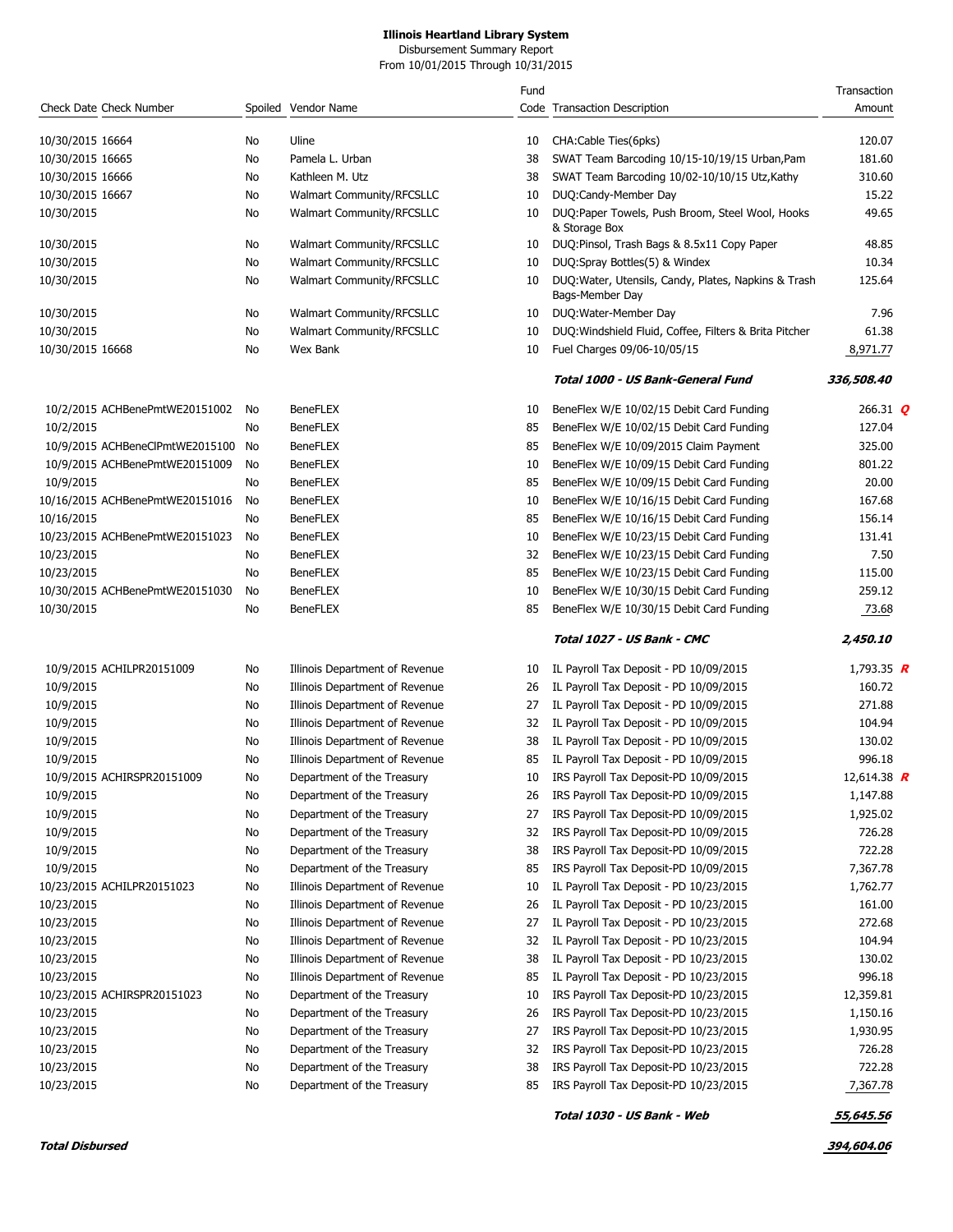**Illinois Heartland Library System**

Disbursement Summary Report

From 10/01/2015 Through 10/31/2015

| Check Date | Check Number | Spoiled | Vendor Name | Fund Code | Transaction Description | Transaction Amount |
|---|---|---|---|---|---|---|
| 10/30/2015 | 16664 | No | Uline | 10 | CHA:Cable Ties(6pks) | 120.07 |
| 10/30/2015 | 16665 | No | Pamela L. Urban | 38 | SWAT Team Barcoding 10/15-10/19/15 Urban,Pam | 181.60 |
| 10/30/2015 | 16666 | No | Kathleen M. Utz | 38 | SWAT Team Barcoding 10/02-10/10/15 Utz,Kathy | 310.60 |
| 10/30/2015 | 16667 | No | Walmart Community/RFCSLLC | 10 | DUQ:Candy-Member Day | 15.22 |
| 10/30/2015 | | No | Walmart Community/RFCSLLC | 10 | DUQ:Paper Towels, Push Broom, Steel Wool, Hooks & Storage Box | 49.65 |
| 10/30/2015 | | No | Walmart Community/RFCSLLC | 10 | DUQ:Pinsol, Trash Bags & 8.5x11 Copy Paper | 48.85 |
| 10/30/2015 | | No | Walmart Community/RFCSLLC | 10 | DUQ:Spray Bottles(5) & Windex | 10.34 |
| 10/30/2015 | | No | Walmart Community/RFCSLLC | 10 | DUQ:Water, Utensils, Candy, Plates, Napkins & Trash Bags-Member Day | 125.64 |
| 10/30/2015 | | No | Walmart Community/RFCSLLC | 10 | DUQ:Water-Member Day | 7.96 |
| 10/30/2015 | | No | Walmart Community/RFCSLLC | 10 | DUQ:Windshield Fluid, Coffee, Filters & Brita Pitcher | 61.38 |
| 10/30/2015 | 16668 | No | Wex Bank | 10 | Fuel Charges 09/06-10/05/15 | 8,971.77 |
| | | | | | ***Total 1000 - US Bank-General Fund*** | ***336,508.40*** |
| 10/2/2015 | ACHBenePmtWE20151002 | No | BeneFLEX | 10 | BeneFlex W/E 10/02/15 Debit Card Funding | 266.31 ***Q*** |
| 10/2/2015 | | No | BeneFLEX | 85 | BeneFlex W/E 10/02/15 Debit Card Funding | 127.04 |
| 10/9/2015 | ACHBeneClPmtWE2015100 | No | BeneFLEX | 85 | BeneFlex W/E 10/09/2015 Claim Payment | 325.00 |
| 10/9/2015 | ACHBenePmtWE20151009 | No | BeneFLEX | 10 | BeneFlex W/E 10/09/15 Debit Card Funding | 801.22 |
| 10/9/2015 | | No | BeneFLEX | 85 | BeneFlex W/E 10/09/15 Debit Card Funding | 20.00 |
| 10/16/2015 | ACHBenePmtWE20151016 | No | BeneFLEX | 10 | BeneFlex W/E 10/16/15 Debit Card Funding | 167.68 |
| 10/16/2015 | | No | BeneFLEX | 85 | BeneFlex W/E 10/16/15 Debit Card Funding | 156.14 |
| 10/23/2015 | ACHBenePmtWE20151023 | No | BeneFLEX | 10 | BeneFlex W/E 10/23/15 Debit Card Funding | 131.41 |
| 10/23/2015 | | No | BeneFLEX | 32 | BeneFlex W/E 10/23/15 Debit Card Funding | 7.50 |
| 10/23/2015 | | No | BeneFLEX | 85 | BeneFlex W/E 10/23/15 Debit Card Funding | 115.00 |
| 10/30/2015 | ACHBenePmtWE20151030 | No | BeneFLEX | 10 | BeneFlex W/E 10/30/15 Debit Card Funding | 259.12 |
| 10/30/2015 | | No | BeneFLEX | 85 | BeneFlex W/E 10/30/15 Debit Card Funding | 73.68 |
| | | | | | ***Total 1027 - US Bank - CMC*** | ***2,450.10*** |
| 10/9/2015 | ACHILPR20151009 | No | Illinois Department of Revenue | 10 | IL Payroll Tax Deposit - PD 10/09/2015 | 1,793.35 ***R*** |
| 10/9/2015 | | No | Illinois Department of Revenue | 26 | IL Payroll Tax Deposit - PD 10/09/2015 | 160.72 |
| 10/9/2015 | | No | Illinois Department of Revenue | 27 | IL Payroll Tax Deposit - PD 10/09/2015 | 271.88 |
| 10/9/2015 | | No | Illinois Department of Revenue | 32 | IL Payroll Tax Deposit - PD 10/09/2015 | 104.94 |
| 10/9/2015 | | No | Illinois Department of Revenue | 38 | IL Payroll Tax Deposit - PD 10/09/2015 | 130.02 |
| 10/9/2015 | | No | Illinois Department of Revenue | 85 | IL Payroll Tax Deposit - PD 10/09/2015 | 996.18 |
| 10/9/2015 | ACHIRSPR20151009 | No | Department of the Treasury | 10 | IRS Payroll Tax Deposit-PD 10/09/2015 | 12,614.38 ***R*** |
| 10/9/2015 | | No | Department of the Treasury | 26 | IRS Payroll Tax Deposit-PD 10/09/2015 | 1,147.88 |
| 10/9/2015 | | No | Department of the Treasury | 27 | IRS Payroll Tax Deposit-PD 10/09/2015 | 1,925.02 |
| 10/9/2015 | | No | Department of the Treasury | 32 | IRS Payroll Tax Deposit-PD 10/09/2015 | 726.28 |
| 10/9/2015 | | No | Department of the Treasury | 38 | IRS Payroll Tax Deposit-PD 10/09/2015 | 722.28 |
| 10/9/2015 | | No | Department of the Treasury | 85 | IRS Payroll Tax Deposit-PD 10/09/2015 | 7,367.78 |
| 10/23/2015 | ACHILPR20151023 | No | Illinois Department of Revenue | 10 | IL Payroll Tax Deposit - PD 10/23/2015 | 1,762.77 |
| 10/23/2015 | | No | Illinois Department of Revenue | 26 | IL Payroll Tax Deposit - PD 10/23/2015 | 161.00 |
| 10/23/2015 | | No | Illinois Department of Revenue | 27 | IL Payroll Tax Deposit - PD 10/23/2015 | 272.68 |
| 10/23/2015 | | No | Illinois Department of Revenue | 32 | IL Payroll Tax Deposit - PD 10/23/2015 | 104.94 |
| 10/23/2015 | | No | Illinois Department of Revenue | 38 | IL Payroll Tax Deposit - PD 10/23/2015 | 130.02 |
| 10/23/2015 | | No | Illinois Department of Revenue | 85 | IL Payroll Tax Deposit - PD 10/23/2015 | 996.18 |
| 10/23/2015 | ACHIRSPR20151023 | No | Department of the Treasury | 10 | IRS Payroll Tax Deposit-PD 10/23/2015 | 12,359.81 |
| 10/23/2015 | | No | Department of the Treasury | 26 | IRS Payroll Tax Deposit-PD 10/23/2015 | 1,150.16 |
| 10/23/2015 | | No | Department of the Treasury | 27 | IRS Payroll Tax Deposit-PD 10/23/2015 | 1,930.95 |
| 10/23/2015 | | No | Department of the Treasury | 32 | IRS Payroll Tax Deposit-PD 10/23/2015 | 726.28 |
| 10/23/2015 | | No | Department of the Treasury | 38 | IRS Payroll Tax Deposit-PD 10/23/2015 | 722.28 |
| 10/23/2015 | | No | Department of the Treasury | 85 | IRS Payroll Tax Deposit-PD 10/23/2015 | 7,367.78 |
| | | | | | ***Total 1030 - US Bank - Web*** | ***55,645.56*** |
| ***Total Disbursed*** | | | | | | ***394,604.06*** |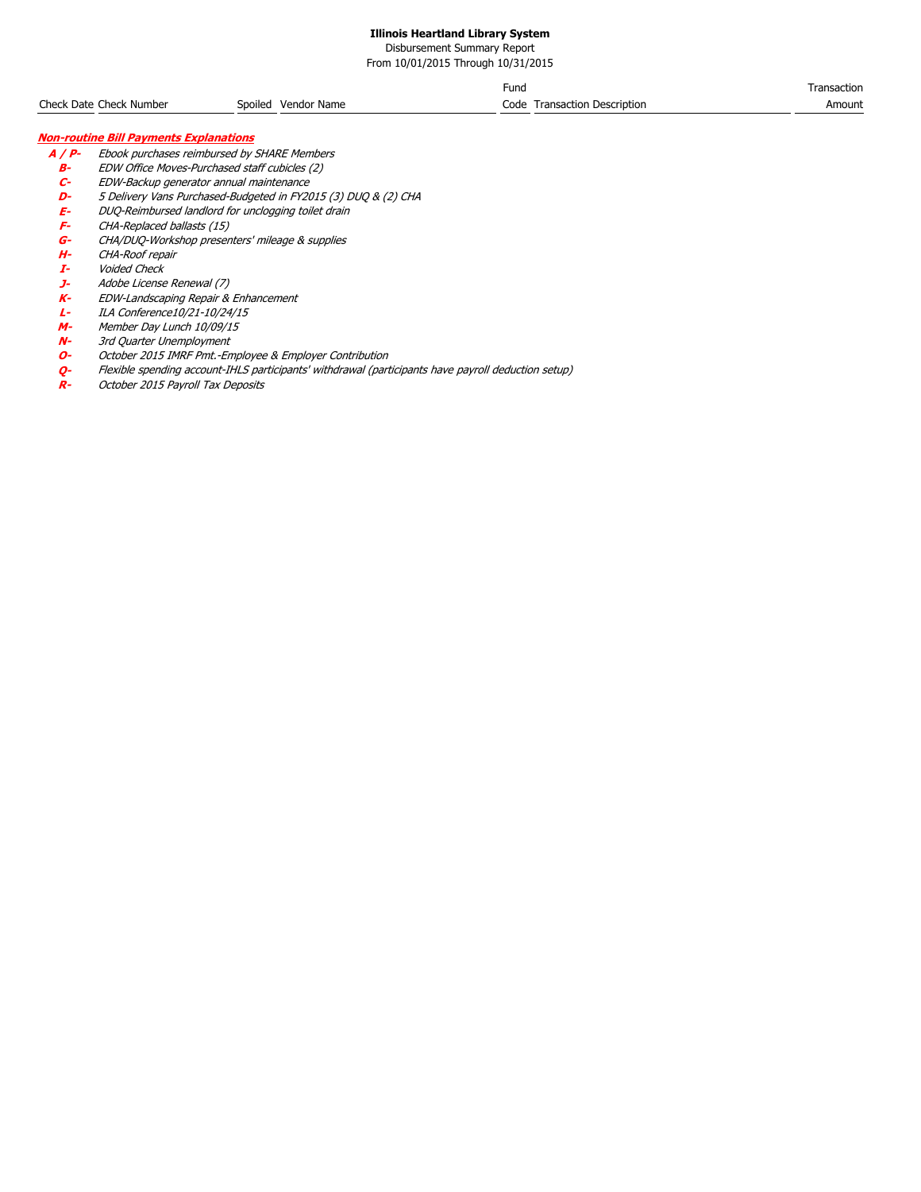**Illinois Heartland Library System**
Disbursement Summary Report
From 10/01/2015 Through 10/31/2015

| Check Date | Check Number | Spoiled | Vendor Name | Fund Code | Transaction Description | Transaction Amount |
|---|---|---|---|---|---|---|

***Non-routine Bill Payments Explanations***

- ***A / P-*** *Ebook purchases reimbursed by SHARE Members*
- ***B-*** *EDW Office Moves-Purchased staff cubicles (2)*
- ***C-*** *EDW-Backup generator annual maintenance*
- ***D-*** *5 Delivery Vans Purchased-Budgeted in FY2015 (3) DUQ & (2) CHA*
- ***E-*** *DUQ-Reimbursed landlord for unclogging toilet drain*
- ***F-*** *CHA-Replaced ballasts (15)*
- ***G-*** *CHA/DUQ-Workshop presenters' mileage & supplies*
- ***H-*** *CHA-Roof repair*
- ***I-*** *Voided Check*
- ***J-*** *Adobe License Renewal (7)*
- ***K-*** *EDW-Landscaping Repair & Enhancement*
- ***L-*** *ILA Conference10/21-10/24/15*
- ***M-*** *Member Day Lunch 10/09/15*
- ***N-*** *3rd Quarter Unemployment*
- ***O-*** *October 2015 IMRF Pmt.-Employee & Employer Contribution*
- ***Q-*** *Flexible spending account-IHLS participants' withdrawal (participants have payroll deduction setup)*
- ***R-*** *October 2015 Payroll Tax Deposits*